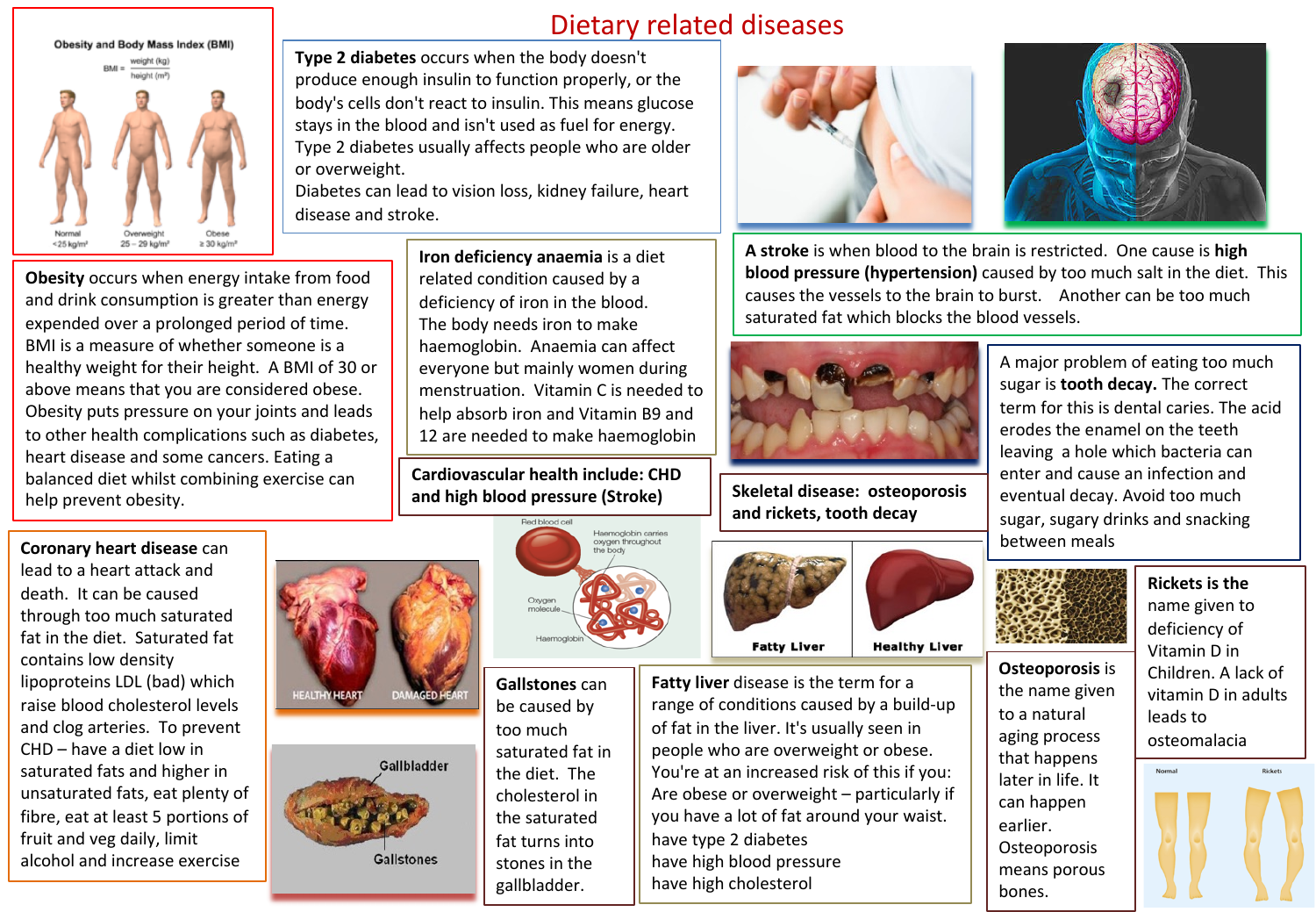# Dietary related diseases

**Type 2 diabetes** occurs when the body doesn't produce enough insulin to function properly, or the body's cells don't react to insulin. This means glucose stays in the blood and isn't used as fuel for energy. Type 2 diabetes usually affects people who are older or overweight.
Diabetes can lead to vision loss, kidney failure, heart disease and stroke.

**Obesity** occurs when energy intake from food and drink consumption is greater than energy expended over a prolonged period of time. BMI is a measure of whether someone is a healthy weight for their height. A BMI of 30 or above means that you are considered obese. Obesity puts pressure on your joints and leads to other health complications such as diabetes, heart disease and some cancers. Eating a balanced diet whilst combining exercise can help prevent obesity.

**Iron deficiency anaemia** is a diet related condition caused by a deficiency of iron in the blood. The body needs iron to make haemoglobin. Anaemia can affect everyone but mainly women during menstruation. Vitamin C is needed to help absorb iron and Vitamin B9 and 12 are needed to make haemoglobin

**A stroke** is when blood to the brain is restricted. One cause is **high blood pressure (hypertension)** caused by too much salt in the diet. This causes the vessels to the brain to burst. Another can be too much saturated fat which blocks the blood vessels.

**Cardiovascular health include: CHD and high blood pressure (Stroke)**

A major problem of eating too much sugar is **tooth decay.** The correct term for this is dental caries. The acid erodes the enamel on the teeth leaving a hole which bacteria can enter and cause an infection and eventual decay. Avoid too much sugar, sugary drinks and snacking between meals

**Skeletal disease: osteoporosis and rickets, tooth decay**

**Coronary heart disease** can lead to a heart attack and death. It can be caused through too much saturated fat in the diet. Saturated fat contains low density lipoproteins LDL (bad) which raise blood cholesterol levels and clog arteries. To prevent CHD – have a diet low in saturated fats and higher in unsaturated fats, eat plenty of fibre, eat at least 5 portions of fruit and veg daily, limit alcohol and increase exercise

**Gallstones** can be caused by too much saturated fat in the diet. The cholesterol in the saturated fat turns into stones in the gallbladder.

**Fatty liver** disease is the term for a range of conditions caused by a build-up of fat in the liver. It's usually seen in people who are overweight or obese.
You're at an increased risk of this if you:
Are obese or overweight – particularly if you have a lot of fat around your waist.
have type 2 diabetes
have high blood pressure
have high cholesterol

**Osteoporosis** is the name given to a natural aging process that happens later in life. It can happen earlier. Osteoporosis means porous bones.

**Rickets is the** name given to deficiency of Vitamin D in Children. A lack of vitamin D in adults leads to osteomalacia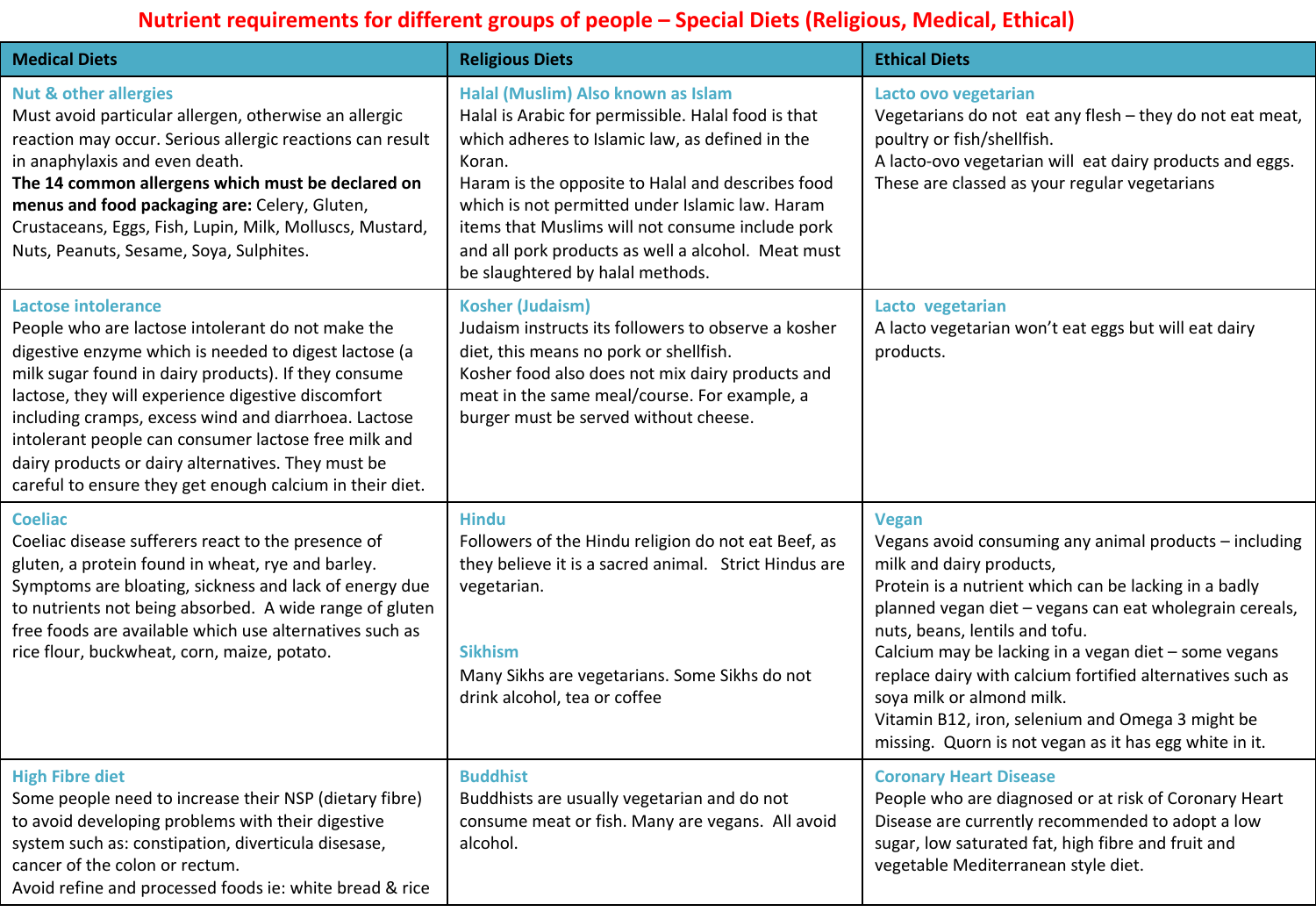# Nutrient requirements for different groups of people – Special Diets (Religious, Medical, Ethical)

| Medical Diets | Religious Diets | Ethical Diets |
|---|---|---|
| **Nut & other allergies**<br>Must avoid particular allergen, otherwise an allergic reaction may occur. Serious allergic reactions can result in anaphylaxis and even death.<br>**The 14 common allergens which must be declared on menus and food packaging are:** Celery, Gluten, Crustaceans, Eggs, Fish, Lupin, Milk, Molluscs, Mustard, Nuts, Peanuts, Sesame, Soya, Sulphites. | **Halal (Muslim) Also known as Islam**<br>Halal is Arabic for permissible. Halal food is that which adheres to Islamic law, as defined in the Koran.<br>Haram is the opposite to Halal and describes food which is not permitted under Islamic law. Haram items that Muslims will not consume include pork and all pork products as well a alcohol. Meat must be slaughtered by halal methods. | **Lacto ovo vegetarian**<br>Vegetarians do not eat any flesh – they do not eat meat, poultry or fish/shellfish.<br>A lacto-ovo vegetarian will eat dairy products and eggs.<br>These are classed as your regular vegetarians |
| **Lactose intolerance**<br>People who are lactose intolerant do not make the digestive enzyme which is needed to digest lactose (a milk sugar found in dairy products). If they consume lactose, they will experience digestive discomfort including cramps, excess wind and diarrhoea. Lactose intolerant people can consumer lactose free milk and dairy products or dairy alternatives. They must be careful to ensure they get enough calcium in their diet. | **Kosher (Judaism)**<br>Judaism instructs its followers to observe a kosher diet, this means no pork or shellfish.<br>Kosher food also does not mix dairy products and meat in the same meal/course. For example, a burger must be served without cheese. | **Lacto vegetarian**<br>A lacto vegetarian won't eat eggs but will eat dairy products. |
| **Coeliac**<br>Coeliac disease sufferers react to the presence of gluten, a protein found in wheat, rye and barley. Symptoms are bloating, sickness and lack of energy due to nutrients not being absorbed. A wide range of gluten free foods are available which use alternatives such as rice flour, buckwheat, corn, maize, potato. | **Hindu**<br>Followers of the Hindu religion do not eat Beef, as they believe it is a sacred animal. Strict Hindus are vegetarian.<br><br>**Sikhism**<br>Many Sikhs are vegetarians. Some Sikhs do not drink alcohol, tea or coffee | **Vegan**<br>Vegans avoid consuming any animal products – including milk and dairy products,<br>Protein is a nutrient which can be lacking in a badly planned vegan diet – vegans can eat wholegrain cereals, nuts, beans, lentils and tofu.<br>Calcium may be lacking in a vegan diet – some vegans replace dairy with calcium fortified alternatives such as soya milk or almond milk.<br>Vitamin B12, iron, selenium and Omega 3 might be missing. Quorn is not vegan as it has egg white in it. |
| **High Fibre diet**<br>Some people need to increase their NSP (dietary fibre) to avoid developing problems with their digestive system such as: constipation, diverticula disease, cancer of the colon or rectum.<br>Avoid refine and processed foods ie: white bread & rice | **Buddhist**<br>Buddhists are usually vegetarian and do not consume meat or fish. Many are vegans. All avoid alcohol. | **Coronary Heart Disease**<br>People who are diagnosed or at risk of Coronary Heart Disease are currently recommended to adopt a low sugar, low saturated fat, high fibre and fruit and vegetable Mediterranean style diet. |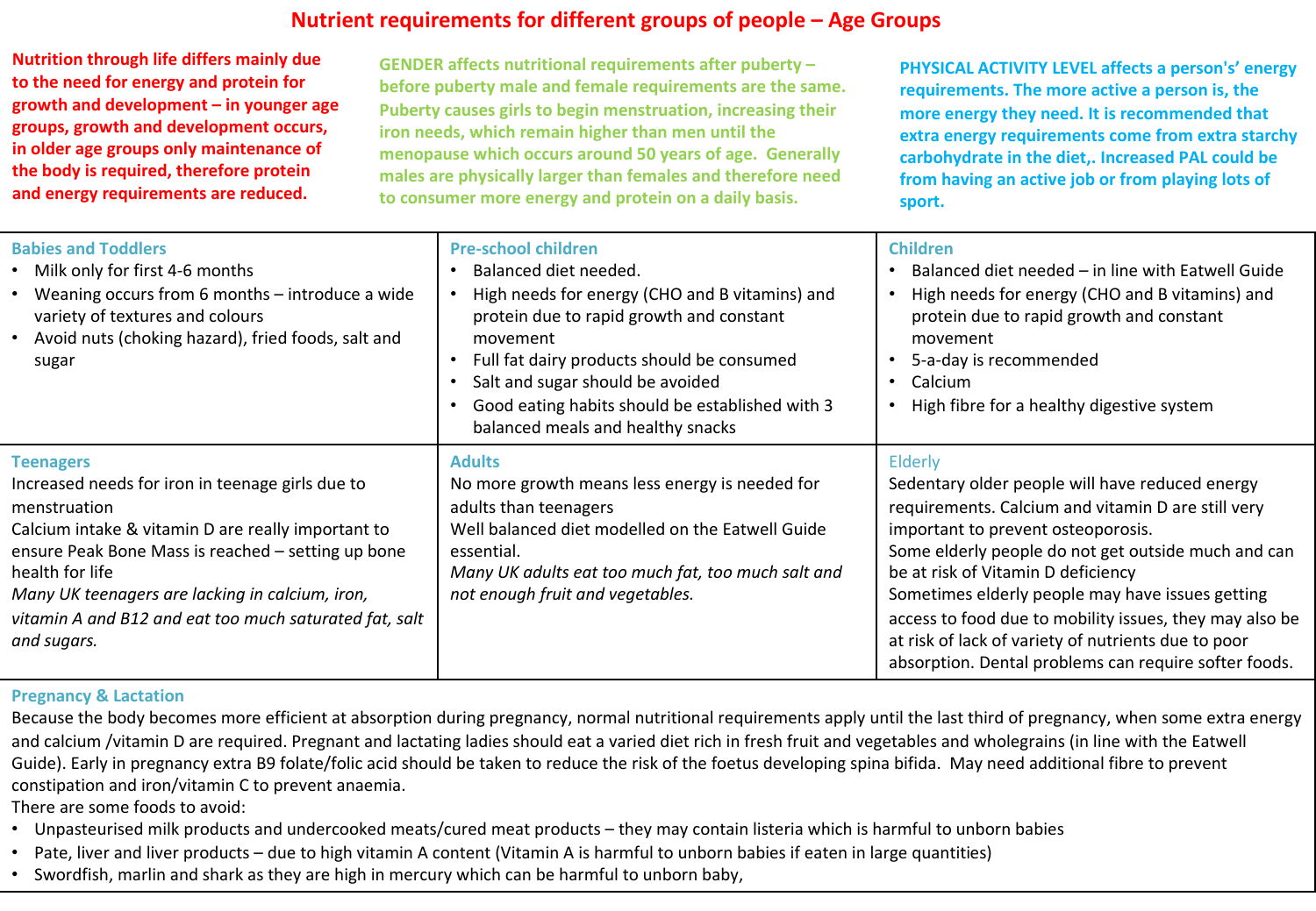# Nutrient requirements for different groups of people – Age Groups

**Nutrition through life differs mainly due to the need for energy and protein for growth and development – in younger age groups, growth and development occurs, in older age groups only maintenance of the body is required, therefore protein and energy requirements are reduced.**

**GENDER affects nutritional requirements after puberty – before puberty male and female requirements are the same. Puberty causes girls to begin menstruation, increasing their iron needs, which remain higher than men until the menopause which occurs around 50 years of age. Generally males are physically larger than females and therefore need to consumer more energy and protein on a daily basis.**

**PHYSICAL ACTIVITY LEVEL affects a person's' energy requirements. The more active a person is, the more energy they need. It is recommended that extra energy requirements come from extra starchy carbohydrate in the diet,. Increased PAL could be from having an active job or from playing lots of sport.**

## Babies and Toddlers

- Milk only for first 4-6 months
- Weaning occurs from 6 months – introduce a wide variety of textures and colours
- Avoid nuts (choking hazard), fried foods, salt and sugar

## Pre-school children

- Balanced diet needed.
- High needs for energy (CHO and B vitamins) and protein due to rapid growth and constant movement
- Full fat dairy products should be consumed
- Salt and sugar should be avoided
- Good eating habits should be established with 3 balanced meals and healthy snacks

## Children

- Balanced diet needed – in line with Eatwell Guide
- High needs for energy (CHO and B vitamins) and protein due to rapid growth and constant movement
- 5-a-day is recommended
- Calcium
- High fibre for a healthy digestive system

## Teenagers

Increased needs for iron in teenage girls due to menstruation

Calcium intake & vitamin D are really important to ensure Peak Bone Mass is reached – setting up bone health for life

*Many UK teenagers are lacking in calcium, iron, vitamin A and B12 and eat too much saturated fat, salt and sugars.*

## Adults

No more growth means less energy is needed for adults than teenagers

Well balanced diet modelled on the Eatwell Guide essential.

*Many UK adults eat too much fat, too much salt and not enough fruit and vegetables.*

## Elderly

Sedentary older people will have reduced energy requirements. Calcium and vitamin D are still very important to prevent osteoporosis.

Some elderly people do not get outside much and can be at risk of Vitamin D deficiency

Sometimes elderly people may have issues getting access to food due to mobility issues, they may also be at risk of lack of variety of nutrients due to poor absorption. Dental problems can require softer foods.

## Pregnancy & Lactation

Because the body becomes more efficient at absorption during pregnancy, normal nutritional requirements apply until the last third of pregnancy, when some extra energy and calcium /vitamin D are required. Pregnant and lactating ladies should eat a varied diet rich in fresh fruit and vegetables and wholegrains (in line with the Eatwell Guide). Early in pregnancy extra B9 folate/folic acid should be taken to reduce the risk of the foetus developing spina bifida. May need additional fibre to prevent constipation and iron/vitamin C to prevent anaemia.

There are some foods to avoid:

- Unpasteurised milk products and undercooked meats/cured meat products – they may contain listeria which is harmful to unborn babies
- Pate, liver and liver products – due to high vitamin A content (Vitamin A is harmful to unborn babies if eaten in large quantities)
- Swordfish, marlin and shark as they are high in mercury which can be harmful to unborn baby,